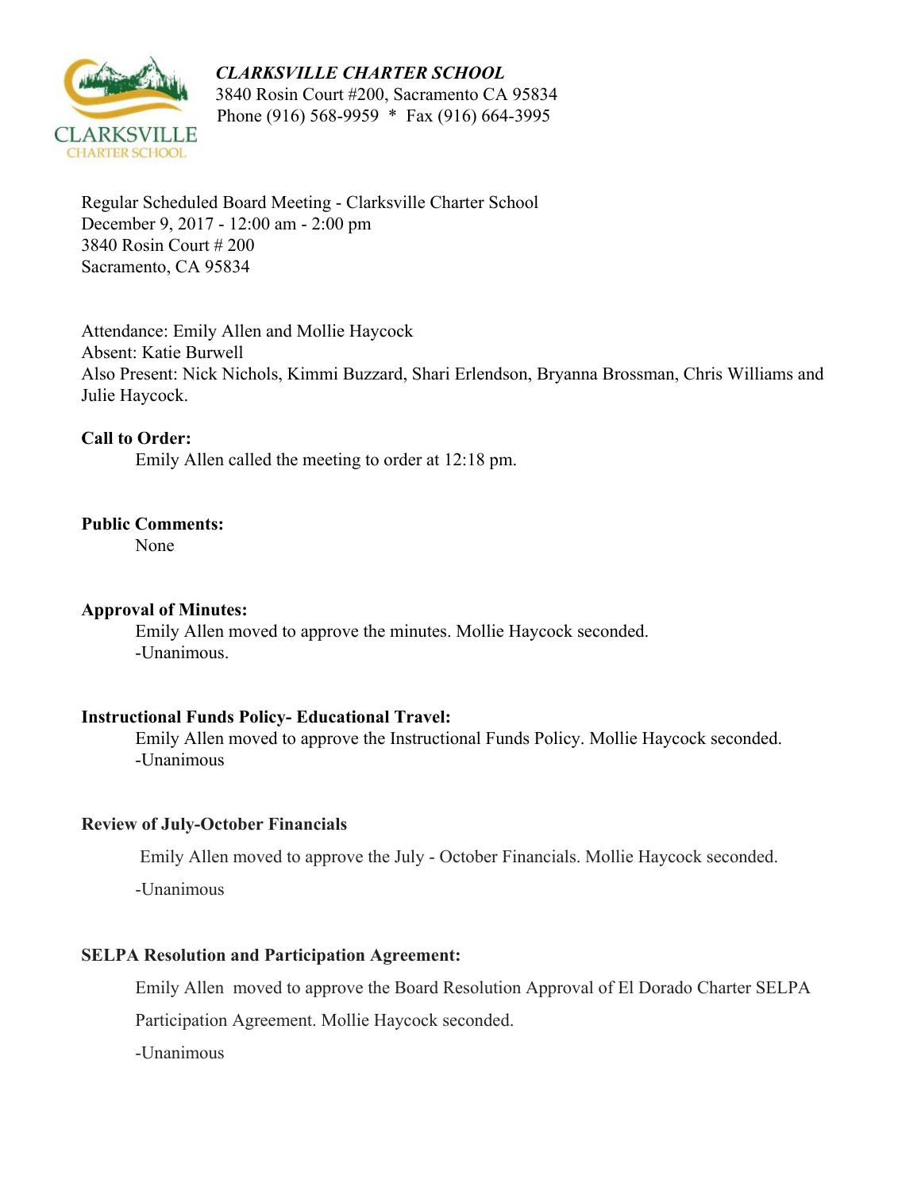*CLARKSVILLE CHARTER SCHOOL*
3840 Rosin Court #200, Sacramento CA 95834
Phone (916) 568-9959 * Fax (916) 664-3995

Regular Scheduled Board Meeting - Clarksville Charter School
December 9, 2017 - 12:00 am - 2:00 pm
3840 Rosin Court # 200
Sacramento, CA 95834

Attendance: Emily Allen and Mollie Haycock
Absent: Katie Burwell
Also Present: Nick Nichols, Kimmi Buzzard, Shari Erlendson, Bryanna Brossman, Chris Williams and Julie Haycock.

**Call to Order:**

Emily Allen called the meeting to order at 12:18 pm.

**Public Comments:**

None

**Approval of Minutes:**

Emily Allen moved to approve the minutes. Mollie Haycock seconded.
-Unanimous.

**Instructional Funds Policy- Educational Travel:**

Emily Allen moved to approve the Instructional Funds Policy. Mollie Haycock seconded.
-Unanimous

**Review of July-October Financials**

Emily Allen moved to approve the July - October Financials. Mollie Haycock seconded.

-Unanimous

**SELPA Resolution and Participation Agreement:**

Emily Allen moved to approve the Board Resolution Approval of El Dorado Charter SELPA Participation Agreement. Mollie Haycock seconded.

-Unanimous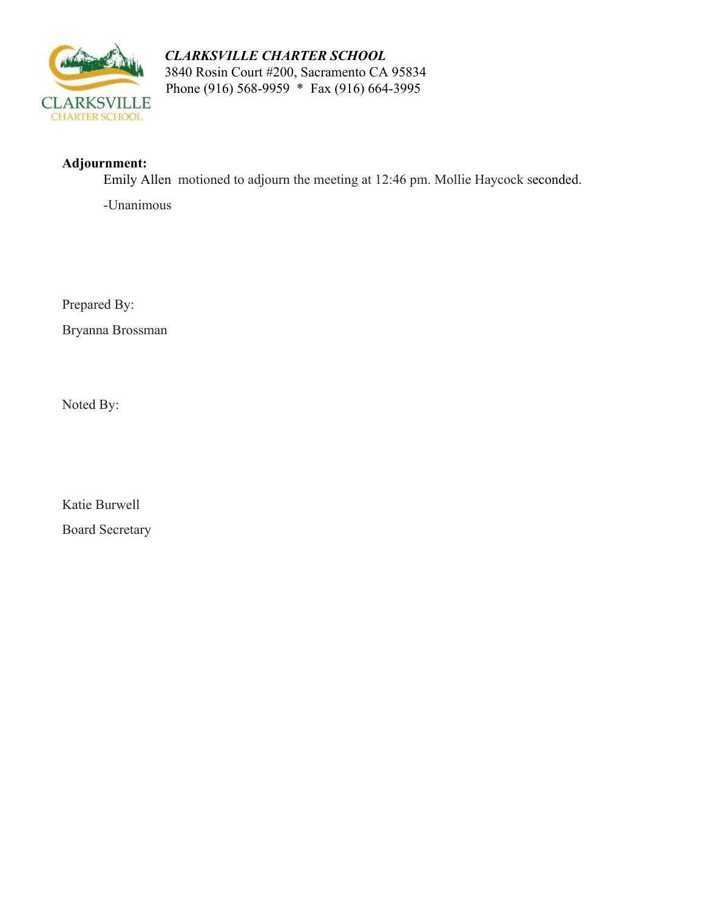*CLARKSVILLE CHARTER SCHOOL*
3840 Rosin Court #200, Sacramento CA 95834
Phone (916) 568-9959 * Fax (916) 664-3995

**Adjournment:**

Emily Allen motioned to adjourn the meeting at 12:46 pm. Mollie Haycock seconded.

-Unanimous

Prepared By:

Bryanna Brossman

Noted By:

Katie Burwell

Board Secretary